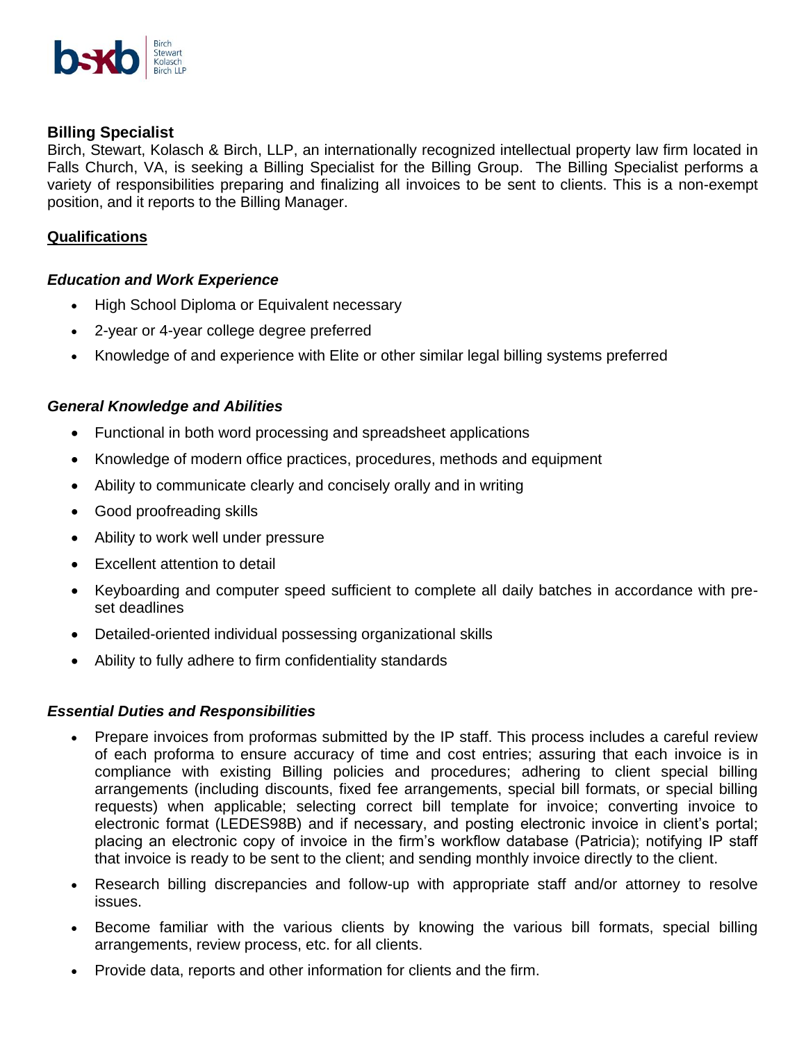## Billing Specialist

Birch, Stewart, Kolasch & Birch, LLP, an internationally recognized intellectual property law firm located in Falls Church, VA, is seeking a Billing Specialist for the Billing Group. The Billing Specialist performs a variety of responsibilities preparing and finalizing all invoices to be sent to clients. This is a non-exempt position, and it reports to the Billing Manager.

### Qualifications

#### *Education and Work Experience*

- High School Diploma or Equivalent necessary
- 2-year or 4-year college degree preferred
- Knowledge of and experience with Elite or other similar legal billing systems preferred

#### *General Knowledge and Abilities*

- Functional in both word processing and spreadsheet applications
- Knowledge of modern office practices, procedures, methods and equipment
- Ability to communicate clearly and concisely orally and in writing
- Good proofreading skills
- Ability to work well under pressure
- Excellent attention to detail
- Keyboarding and computer speed sufficient to complete all daily batches in accordance with pre-set deadlines
- Detailed-oriented individual possessing organizational skills
- Ability to fully adhere to firm confidentiality standards

#### *Essential Duties and Responsibilities*

- Prepare invoices from proformas submitted by the IP staff. This process includes a careful review of each proforma to ensure accuracy of time and cost entries; assuring that each invoice is in compliance with existing Billing policies and procedures; adhering to client special billing arrangements (including discounts, fixed fee arrangements, special bill formats, or special billing requests) when applicable; selecting correct bill template for invoice; converting invoice to electronic format (LEDES98B) and if necessary, and posting electronic invoice in client's portal; placing an electronic copy of invoice in the firm's workflow database (Patricia); notifying IP staff that invoice is ready to be sent to the client; and sending monthly invoice directly to the client.
- Research billing discrepancies and follow-up with appropriate staff and/or attorney to resolve issues.
- Become familiar with the various clients by knowing the various bill formats, special billing arrangements, review process, etc. for all clients.
- Provide data, reports and other information for clients and the firm.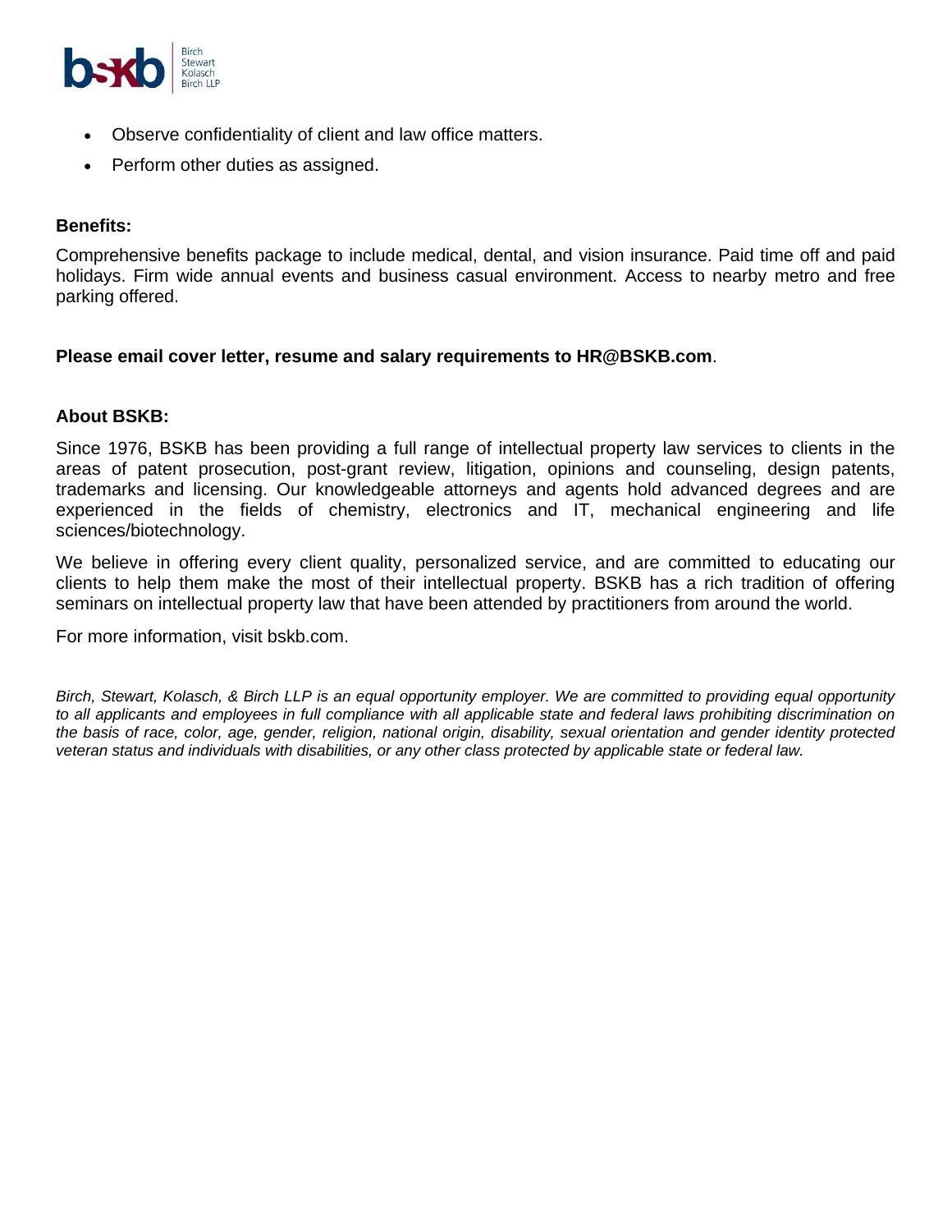- Observe confidentiality of client and law office matters.
- Perform other duties as assigned.

**Benefits:**

Comprehensive benefits package to include medical, dental, and vision insurance. Paid time off and paid holidays. Firm wide annual events and business casual environment. Access to nearby metro and free parking offered.

**Please email cover letter, resume and salary requirements to HR@BSKB.com**.

**About BSKB:**

Since 1976, BSKB has been providing a full range of intellectual property law services to clients in the areas of patent prosecution, post-grant review, litigation, opinions and counseling, design patents, trademarks and licensing. Our knowledgeable attorneys and agents hold advanced degrees and are experienced in the fields of chemistry, electronics and IT, mechanical engineering and life sciences/biotechnology.

We believe in offering every client quality, personalized service, and are committed to educating our clients to help them make the most of their intellectual property. BSKB has a rich tradition of offering seminars on intellectual property law that have been attended by practitioners from around the world.

For more information, visit bskb.com.

*Birch, Stewart, Kolasch, & Birch LLP is an equal opportunity employer. We are committed to providing equal opportunity to all applicants and employees in full compliance with all applicable state and federal laws prohibiting discrimination on the basis of race, color, age, gender, religion, national origin, disability, sexual orientation and gender identity protected veteran status and individuals with disabilities, or any other class protected by applicable state or federal law.*